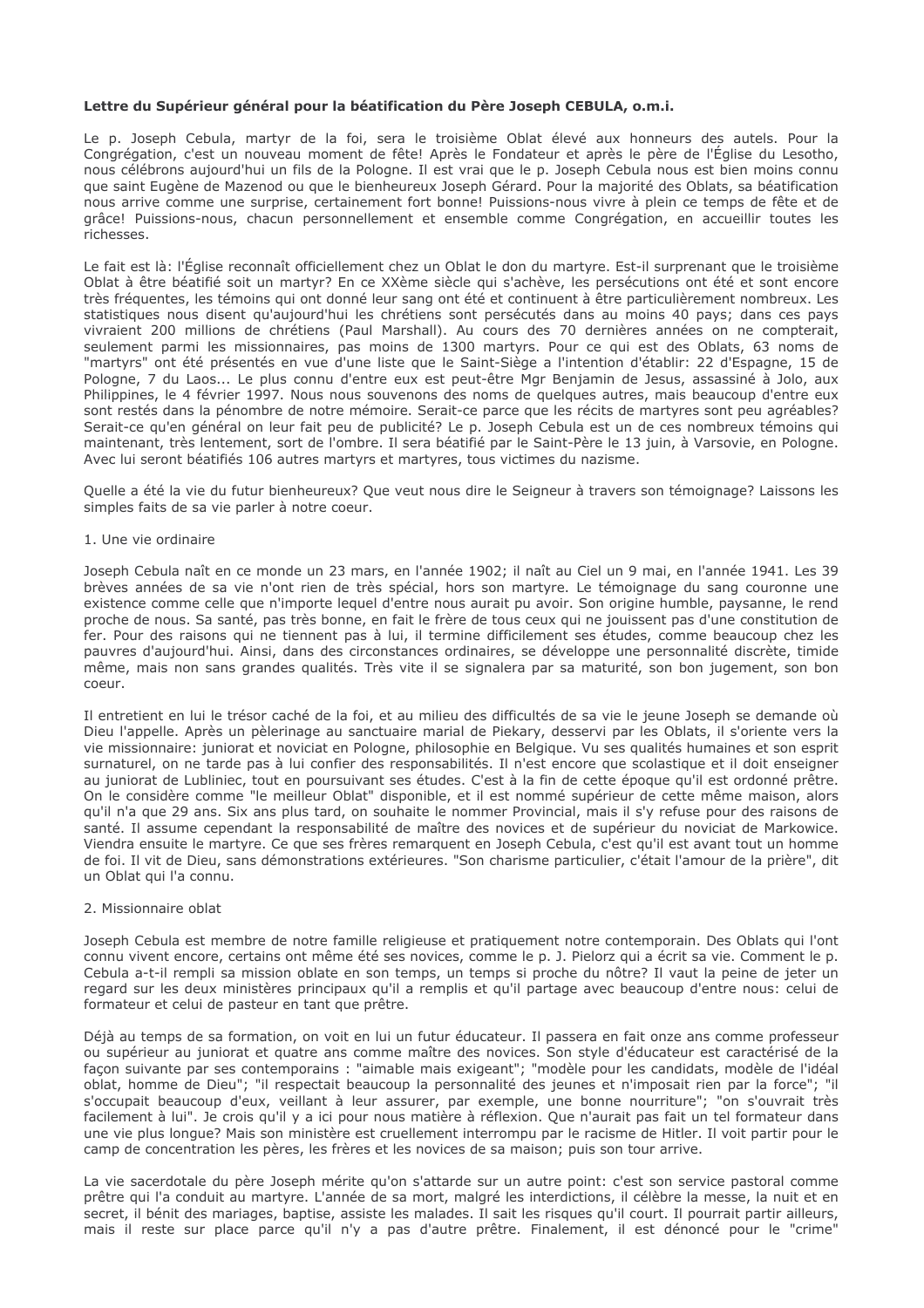**Lettre du Supérieur général pour la béatification du Père Joseph CEBULA, o.m.i.**

Le p. Joseph Cebula, martyr de la foi, sera le troisième Oblat élevé aux honneurs des autels. Pour la Congrégation, c'est un nouveau moment de fête! Après le Fondateur et après le père de l'Église du Lesotho, nous célébrons aujourd'hui un fils de la Pologne. Il est vrai que le p. Joseph Cebula nous est bien moins connu que saint Eugène de Mazenod ou que le bienheureux Joseph Gérard. Pour la majorité des Oblats, sa béatification nous arrive comme une surprise, certainement fort bonne! Puissions-nous vivre à plein ce temps de fête et de grâce! Puissions-nous, chacun personnellement et ensemble comme Congrégation, en accueillir toutes les richesses.

Le fait est là: l'Église reconnaît officiellement chez un Oblat le don du martyre. Est-il surprenant que le troisième Oblat à être béatifié soit un martyr? En ce XXème siècle qui s'achève, les persécutions ont été et sont encore très fréquentes, les témoins qui ont donné leur sang ont été et continuent à être particulièrement nombreux. Les statistiques nous disent qu'aujourd'hui les chrétiens sont persécutés dans au moins 40 pays; dans ces pays vivraient 200 millions de chrétiens (Paul Marshall). Au cours des 70 dernières années on ne compterait, seulement parmi les missionnaires, pas moins de 1300 martyrs. Pour ce qui est des Oblats, 63 noms de "martyrs" ont été présentés en vue d'une liste que le Saint-Siège a l'intention d'établir: 22 d'Espagne, 15 de Pologne, 7 du Laos... Le plus connu d'entre eux est peut-être Mgr Benjamin de Jesus, assassiné à Jolo, aux Philippines, le 4 février 1997. Nous nous souvenons des noms de quelques autres, mais beaucoup d'entre eux sont restés dans la pénombre de notre mémoire. Serait-ce parce que les récits de martyres sont peu agréables? Serait-ce qu'en général on leur fait peu de publicité? Le p. Joseph Cebula est un de ces nombreux témoins qui maintenant, très lentement, sort de l'ombre. Il sera béatifié par le Saint-Père le 13 juin, à Varsovie, en Pologne. Avec lui seront béatifiés 106 autres martyrs et martyres, tous victimes du nazisme.

Quelle a été la vie du futur bienheureux? Que veut nous dire le Seigneur à travers son témoignage? Laissons les simples faits de sa vie parler à notre coeur.

1. Une vie ordinaire

Joseph Cebula naît en ce monde un 23 mars, en l'année 1902; il naît au Ciel un 9 mai, en l'année 1941. Les 39 brèves années de sa vie n'ont rien de très spécial, hors son martyre. Le témoignage du sang couronne une existence comme celle que n'importe lequel d'entre nous aurait pu avoir. Son origine humble, paysanne, le rend proche de nous. Sa santé, pas très bonne, en fait le frère de tous ceux qui ne jouissent pas d'une constitution de fer. Pour des raisons qui ne tiennent pas à lui, il termine difficilement ses études, comme beaucoup chez les pauvres d'aujourd'hui. Ainsi, dans des circonstances ordinaires, se développe une personnalité discrète, timide même, mais non sans grandes qualités. Très vite il se signalera par sa maturité, son bon jugement, son bon coeur.

Il entretient en lui le trésor caché de la foi, et au milieu des difficultés de sa vie le jeune Joseph se demande où Dieu l'appelle. Après un pèlerinage au sanctuaire marial de Piekary, desservi par les Oblats, il s'oriente vers la vie missionnaire: juniorat et noviciat en Pologne, philosophie en Belgique. Vu ses qualités humaines et son esprit surnaturel, on ne tarde pas à lui confier des responsabilités. Il n'est encore que scolastique et il doit enseigner au juniorat de Lubliniec, tout en poursuivant ses études. C'est à la fin de cette époque qu'il est ordonné prêtre. On le considère comme "le meilleur Oblat" disponible, et il est nommé supérieur de cette même maison, alors qu'il n'a que 29 ans. Six ans plus tard, on souhaite le nommer Provincial, mais il s'y refuse pour des raisons de santé. Il assume cependant la responsabilité de maître des novices et de supérieur du noviciat de Markowice. Viendra ensuite le martyre. Ce que ses frères remarquent en Joseph Cebula, c'est qu'il est avant tout un homme de foi. Il vit de Dieu, sans démonstrations extérieures. "Son charisme particulier, c'était l'amour de la prière", dit un Oblat qui l'a connu.

2. Missionnaire oblat

Joseph Cebula est membre de notre famille religieuse et pratiquement notre contemporain. Des Oblats qui l'ont connu vivent encore, certains ont même été ses novices, comme le p. J. Pielorz qui a écrit sa vie. Comment le p. Cebula a-t-il rempli sa mission oblate en son temps, un temps si proche du nôtre? Il vaut la peine de jeter un regard sur les deux ministères principaux qu'il a remplis et qu'il partage avec beaucoup d'entre nous: celui de formateur et celui de pasteur en tant que prêtre.

Déjà au temps de sa formation, on voit en lui un futur éducateur. Il passera en fait onze ans comme professeur ou supérieur au juniorat et quatre ans comme maître des novices. Son style d'éducateur est caractérisé de la façon suivante par ses contemporains : "aimable mais exigeant"; "modèle pour les candidats, modèle de l'idéal oblat, homme de Dieu"; "il respectait beaucoup la personnalité des jeunes et n'imposait rien par la force"; "il s'occupait beaucoup d'eux, veillant à leur assurer, par exemple, une bonne nourriture"; "on s'ouvrait très facilement à lui". Je crois qu'il y a ici pour nous matière à réflexion. Que n'aurait pas fait un tel formateur dans une vie plus longue? Mais son ministère est cruellement interrompu par le racisme de Hitler. Il voit partir pour le camp de concentration les pères, les frères et les novices de sa maison; puis son tour arrive.

La vie sacerdotale du père Joseph mérite qu'on s'attarde sur un autre point: c'est son service pastoral comme prêtre qui l'a conduit au martyre. L'année de sa mort, malgré les interdictions, il célèbre la messe, la nuit et en secret, il bénit des mariages, baptise, assiste les malades. Il sait les risques qu'il court. Il pourrait partir ailleurs, mais il reste sur place parce qu'il n'y a pas d'autre prêtre. Finalement, il est dénoncé pour le "crime"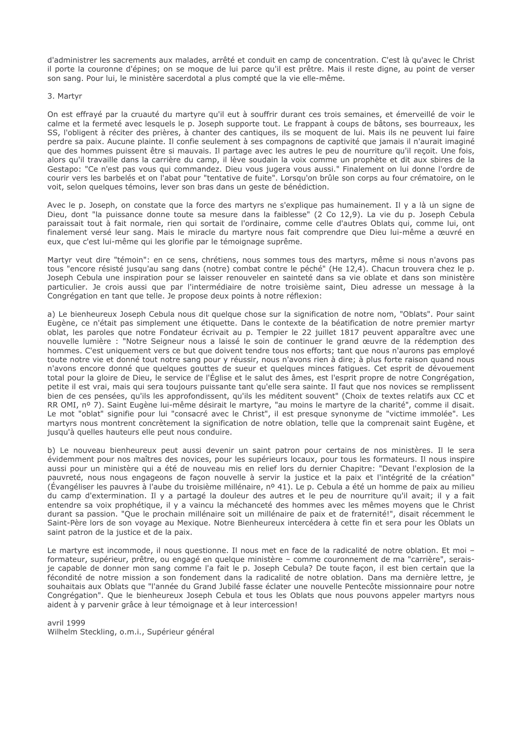d'administrer les sacrements aux malades, arrêté et conduit en camp de concentration. C'est là qu'avec le Christ il porte la couronne d'épines; on se moque de lui parce qu'il est prêtre. Mais il reste digne, au point de verser son sang. Pour lui, le ministère sacerdotal a plus compté que la vie elle-même.

## 3. Martyr

On est effrayé par la cruauté du martyre qu'il eut à souffrir durant ces trois semaines, et émerveillé de voir le calme et la fermeté avec lesquels le p. Joseph supporte tout. Le frappant à coups de bâtons, ses bourreaux, les SS, l'obligent à réciter des prières, à chanter des cantiques, ils se moquent de lui. Mais ils ne peuvent lui faire perdre sa paix. Aucune plainte. Il confie seulement à ses compagnons de captivité que jamais il n'aurait imaginé que des hommes puissent être si mauvais. Il partage avec les autres le peu de nourriture qu'il reçoit. Une fois, alors qu'il travaille dans la carrière du camp, il lève soudain la voix comme un prophète et dit aux sbires de la Gestapo: "Ce n'est pas vous qui commandez. Dieu vous jugera vous aussi." Finalement on lui donne l'ordre de courir vers les barbelés et on l'abat pour "tentative de fuite". Lorsqu'on brûle son corps au four crématoire, on le voit, selon quelques témoins, lever son bras dans un geste de bénédiction.

Avec le p. Joseph, on constate que la force des martyrs ne s'explique pas humainement. Il y a là un signe de Dieu, dont "la puissance donne toute sa mesure dans la faiblesse" (2 Co 12,9). La vie du p. Joseph Cebula paraissait tout à fait normale, rien qui sortait de l'ordinaire, comme celle d'autres Oblats qui, comme lui, ont finalement versé leur sang. Mais le miracle du martyre nous fait comprendre que Dieu lui-même a œuvré en eux, que c'est lui-même qui les glorifie par le témoignage suprême.

Martyr veut dire "témoin": en ce sens, chrétiens, nous sommes tous des martyrs, même si nous n'avons pas tous "encore résisté jusqu'au sang dans (notre) combat contre le péché" (He 12,4). Chacun trouvera chez le p. Joseph Cebula une inspiration pour se laisser renouveler en sainteté dans sa vie oblate et dans son ministère particulier. Je crois aussi que par l'intermédiaire de notre troisième saint, Dieu adresse un message à la Congrégation en tant que telle. Je propose deux points à notre réflexion:

a) Le bienheureux Joseph Cebula nous dit quelque chose sur la signification de notre nom, "Oblats". Pour saint Eugène, ce n'était pas simplement une étiquette. Dans le contexte de la béatification de notre premier martyr oblat, les paroles que notre Fondateur écrivait au p. Tempier le 22 juillet 1817 peuvent apparaître avec une nouvelle lumière : "Notre Seigneur nous a laissé le soin de continuer le grand œuvre de la rédemption des hommes. C'est uniquement vers ce but que doivent tendre tous nos efforts; tant que nous n'aurons pas employé toute notre vie et donné tout notre sang pour y réussir, nous n'avons rien à dire; à plus forte raison quand nous n'avons encore donné que quelques gouttes de sueur et quelques minces fatigues. Cet esprit de dévouement total pour la gloire de Dieu, le service de l'Église et le salut des âmes, est l'esprit propre de notre Congrégation, petite il est vrai, mais qui sera toujours puissante tant qu'elle sera sainte. Il faut que nos novices se remplissent bien de ces pensées, qu'ils les approfondissent, qu'ils les méditent souvent" (Choix de textes relatifs aux CC et RR OMI, nº 7). Saint Eugène lui-même désirait le martyre, "au moins le martyre de la charité", comme il disait. Le mot "oblat" signifie pour lui "consacré avec le Christ", il est presque synonyme de "victime immolée". Les martyrs nous montrent concrètement la signification de notre oblation, telle que la comprenait saint Eugène, et jusqu'à quelles hauteurs elle peut nous conduire.

b) Le nouveau bienheureux peut aussi devenir un saint patron pour certains de nos ministères. Il le sera évidemment pour nos maîtres des novices, pour les supérieurs locaux, pour tous les formateurs. Il nous inspire aussi pour un ministère qui a été de nouveau mis en relief lors du dernier Chapitre: "Devant l'explosion de la pauvreté, nous nous engageons de façon nouvelle à servir la justice et la paix et l'intégrité de la création" (Évangéliser les pauvres à l'aube du troisième millénaire, nº 41). Le p. Cebula a été un homme de paix au milieu du camp d'extermination. Il y a partagé la douleur des autres et le peu de nourriture qu'il avait; il y a fait entendre sa voix prophétique, il y a vaincu la méchanceté des hommes avec les mêmes moyens que le Christ durant sa passion. "Que le prochain millénaire soit un millénaire de paix et de fraternité!", disait récemment le Saint-Père lors de son voyage au Mexique. Notre Bienheureux intercédera à cette fin et sera pour les Oblats un saint patron de la justice et de la paix.

Le martyre est incommode, il nous questionne. Il nous met en face de la radicalité de notre oblation. Et moi – formateur, supérieur, prêtre, ou engagé en quelque ministère – comme couronnement de ma "carrière", serais-je capable de donner mon sang comme l'a fait le p. Joseph Cebula? De toute façon, il est bien certain que la fécondité de notre mission a son fondement dans la radicalité de notre oblation. Dans ma dernière lettre, je souhaitais aux Oblats que "l'année du Grand Jubilé fasse éclater une nouvelle Pentecôte missionnaire pour notre Congrégation". Que le bienheureux Joseph Cebula et tous les Oblats que nous pouvons appeler martyrs nous aident à y parvenir grâce à leur témoignage et à leur intercession!

avril 1999
Wilhelm Steckling, o.m.i., Supérieur général